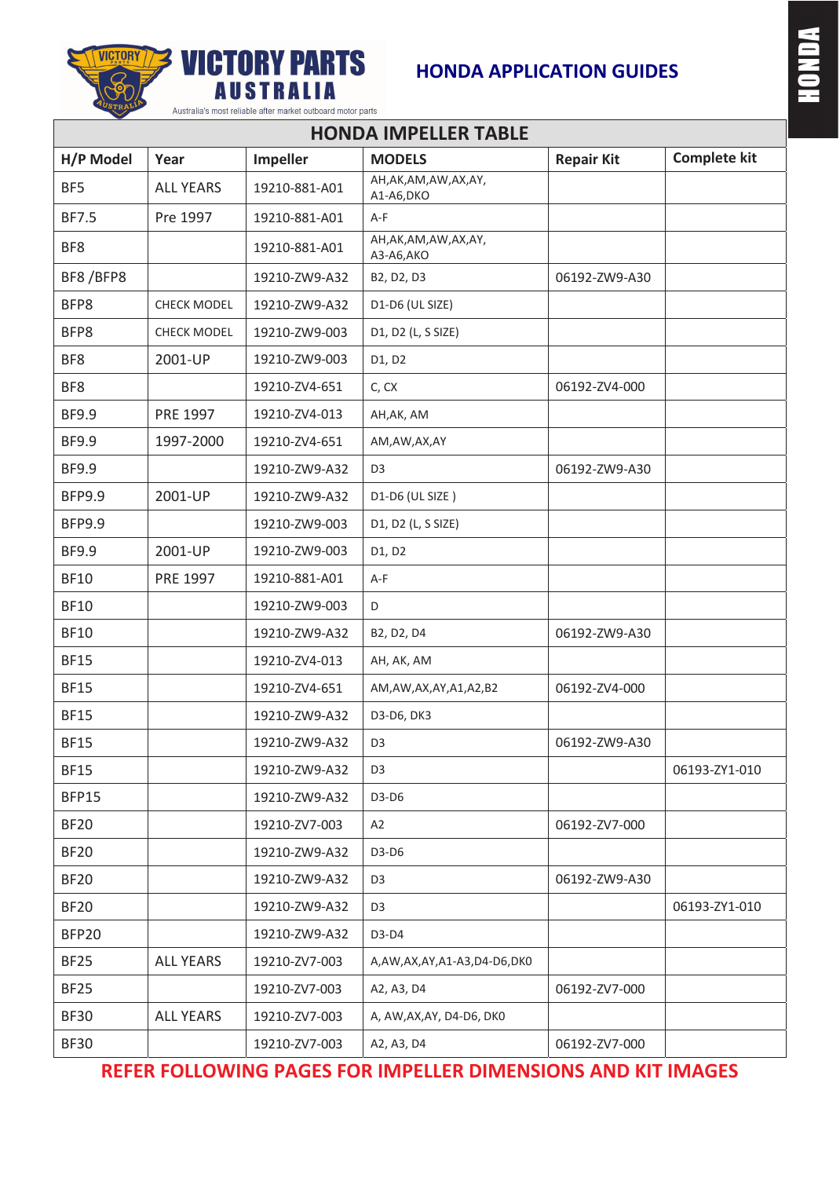VICTORY PARTS AUSTRALIA

Australia's most reliable after market outboard motor parts

# HONDA APPLICATION GUIDES

HONDA

## HONDA IMPELLER TABLE

| H/P Model | Year | Impeller | MODELS | Repair Kit | Complete kit |
|---|---|---|---|---|---|
| BF5 | ALL YEARS | 19210-881-A01 | AH,AK,AM,AW,AX,AY, A1-A6,DKO | | |
| BF7.5 | Pre 1997 | 19210-881-A01 | A-F | | |
| BF8 | | 19210-881-A01 | AH,AK,AM,AW,AX,AY, A3-A6,AKO | | |
| BF8 /BFP8 | | 19210-ZW9-A32 | B2, D2, D3 | 06192-ZW9-A30 | |
| BFP8 | CHECK MODEL | 19210-ZW9-A32 | D1-D6 (UL SIZE) | | |
| BFP8 | CHECK MODEL | 19210-ZW9-003 | D1, D2 (L, S SIZE) | | |
| BF8 | 2001-UP | 19210-ZW9-003 | D1, D2 | | |
| BF8 | | 19210-ZV4-651 | C, CX | 06192-ZV4-000 | |
| BF9.9 | PRE 1997 | 19210-ZV4-013 | AH,AK, AM | | |
| BF9.9 | 1997-2000 | 19210-ZV4-651 | AM,AW,AX,AY | | |
| BF9.9 | | 19210-ZW9-A32 | D3 | 06192-ZW9-A30 | |
| BFP9.9 | 2001-UP | 19210-ZW9-A32 | D1-D6 (UL SIZE ) | | |
| BFP9.9 | | 19210-ZW9-003 | D1, D2 (L, S SIZE) | | |
| BF9.9 | 2001-UP | 19210-ZW9-003 | D1, D2 | | |
| BF10 | PRE 1997 | 19210-881-A01 | A-F | | |
| BF10 | | 19210-ZW9-003 | D | | |
| BF10 | | 19210-ZW9-A32 | B2, D2, D4 | 06192-ZW9-A30 | |
| BF15 | | 19210-ZV4-013 | AH, AK, AM | | |
| BF15 | | 19210-ZV4-651 | AM,AW,AX,AY,A1,A2,B2 | 06192-ZV4-000 | |
| BF15 | | 19210-ZW9-A32 | D3-D6, DK3 | | |
| BF15 | | 19210-ZW9-A32 | D3 | 06192-ZW9-A30 | |
| BF15 | | 19210-ZW9-A32 | D3 | | 06193-ZY1-010 |
| BFP15 | | 19210-ZW9-A32 | D3-D6 | | |
| BF20 | | 19210-ZV7-003 | A2 | 06192-ZV7-000 | |
| BF20 | | 19210-ZW9-A32 | D3-D6 | | |
| BF20 | | 19210-ZW9-A32 | D3 | 06192-ZW9-A30 | |
| BF20 | | 19210-ZW9-A32 | D3 | | 06193-ZY1-010 |
| BFP20 | | 19210-ZW9-A32 | D3-D4 | | |
| BF25 | ALL YEARS | 19210-ZV7-003 | A,AW,AX,AY,A1-A3,D4-D6,DK0 | | |
| BF25 | | 19210-ZV7-003 | A2, A3, D4 | 06192-ZV7-000 | |
| BF30 | ALL YEARS | 19210-ZV7-003 | A, AW,AX,AY, D4-D6, DK0 | | |
| BF30 | | 19210-ZV7-003 | A2, A3, D4 | 06192-ZV7-000 | |

**REFER FOLLOWING PAGES FOR IMPELLER DIMENSIONS AND KIT IMAGES**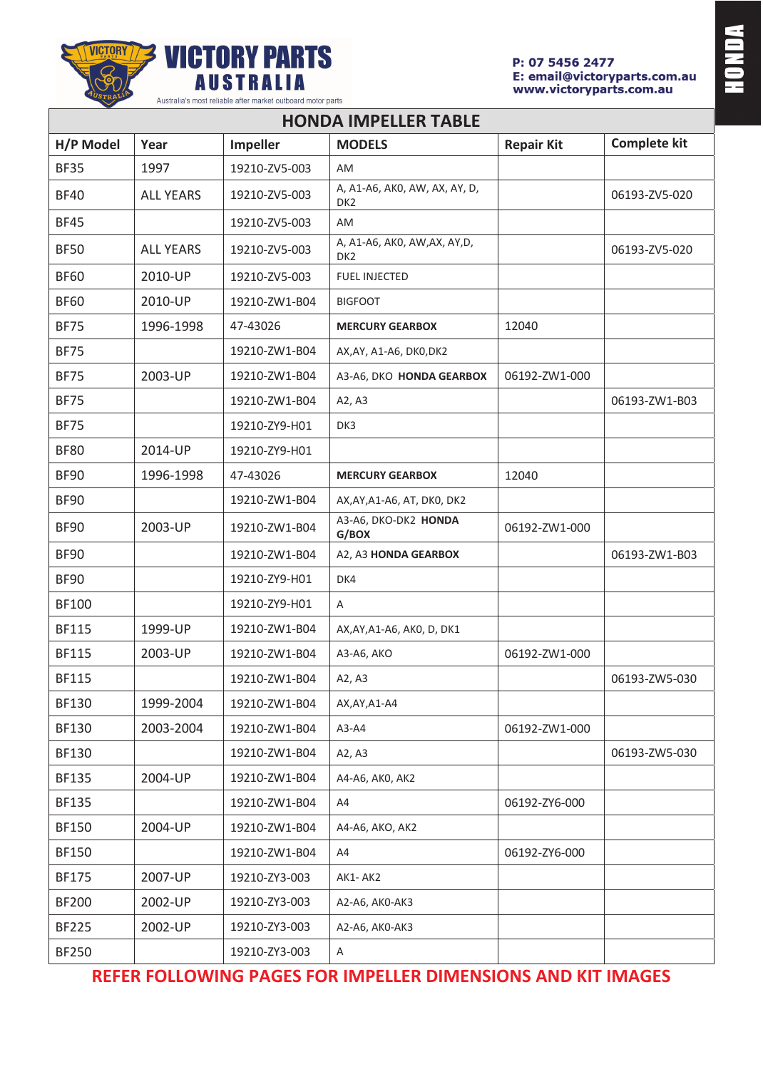# VICTORY PARTS AUSTRALIA

Australia's most reliable after market outboard motor parts

P: 07 5456 2477
E: email@victoryparts.com.au
www.victoryparts.com.au

HONDA

## HONDA IMPELLER TABLE

| H/P Model | Year | Impeller | MODELS | Repair Kit | Complete kit |
|---|---|---|---|---|---|
| BF35 | 1997 | 19210-ZV5-003 | AM | | |
| BF40 | ALL YEARS | 19210-ZV5-003 | A, A1-A6, AK0, AW, AX, AY, D, DK2 | | 06193-ZV5-020 |
| BF45 | | 19210-ZV5-003 | AM | | |
| BF50 | ALL YEARS | 19210-ZV5-003 | A, A1-A6, AK0, AW,AX, AY,D, DK2 | | 06193-ZV5-020 |
| BF60 | 2010-UP | 19210-ZV5-003 | FUEL INJECTED | | |
| BF60 | 2010-UP | 19210-ZW1-B04 | BIGFOOT | | |
| BF75 | 1996-1998 | 47-43026 | **MERCURY GEARBOX** | 12040 | |
| BF75 | | 19210-ZW1-B04 | AX,AY, A1-A6, DK0,DK2 | | |
| BF75 | 2003-UP | 19210-ZW1-B04 | A3-A6, DKO **HONDA GEARBOX** | 06192-ZW1-000 | |
| BF75 | | 19210-ZW1-B04 | A2, A3 | | 06193-ZW1-B03 |
| BF75 | | 19210-ZY9-H01 | DK3 | | |
| BF80 | 2014-UP | 19210-ZY9-H01 | | | |
| BF90 | 1996-1998 | 47-43026 | **MERCURY GEARBOX** | 12040 | |
| BF90 | | 19210-ZW1-B04 | AX,AY,A1-A6, AT, DK0, DK2 | | |
| BF90 | 2003-UP | 19210-ZW1-B04 | A3-A6, DKO-DK2 **HONDA G/BOX** | 06192-ZW1-000 | |
| BF90 | | 19210-ZW1-B04 | A2, A3 **HONDA GEARBOX** | | 06193-ZW1-B03 |
| BF90 | | 19210-ZY9-H01 | DK4 | | |
| BF100 | | 19210-ZY9-H01 | A | | |
| BF115 | 1999-UP | 19210-ZW1-B04 | AX,AY,A1-A6, AK0, D, DK1 | | |
| BF115 | 2003-UP | 19210-ZW1-B04 | A3-A6, AKO | 06192-ZW1-000 | |
| BF115 | | 19210-ZW1-B04 | A2, A3 | | 06193-ZW5-030 |
| BF130 | 1999-2004 | 19210-ZW1-B04 | AX,AY,A1-A4 | | |
| BF130 | 2003-2004 | 19210-ZW1-B04 | A3-A4 | 06192-ZW1-000 | |
| BF130 | | 19210-ZW1-B04 | A2, A3 | | 06193-ZW5-030 |
| BF135 | 2004-UP | 19210-ZW1-B04 | A4-A6, AK0, AK2 | | |
| BF135 | | 19210-ZW1-B04 | A4 | 06192-ZY6-000 | |
| BF150 | 2004-UP | 19210-ZW1-B04 | A4-A6, AKO, AK2 | | |
| BF150 | | 19210-ZW1-B04 | A4 | 06192-ZY6-000 | |
| BF175 | 2007-UP | 19210-ZY3-003 | AK1- AK2 | | |
| BF200 | 2002-UP | 19210-ZY3-003 | A2-A6, AK0-AK3 | | |
| BF225 | 2002-UP | 19210-ZY3-003 | A2-A6, AK0-AK3 | | |
| BF250 | | 19210-ZY3-003 | A | | |

**REFER FOLLOWING PAGES FOR IMPELLER DIMENSIONS AND KIT IMAGES**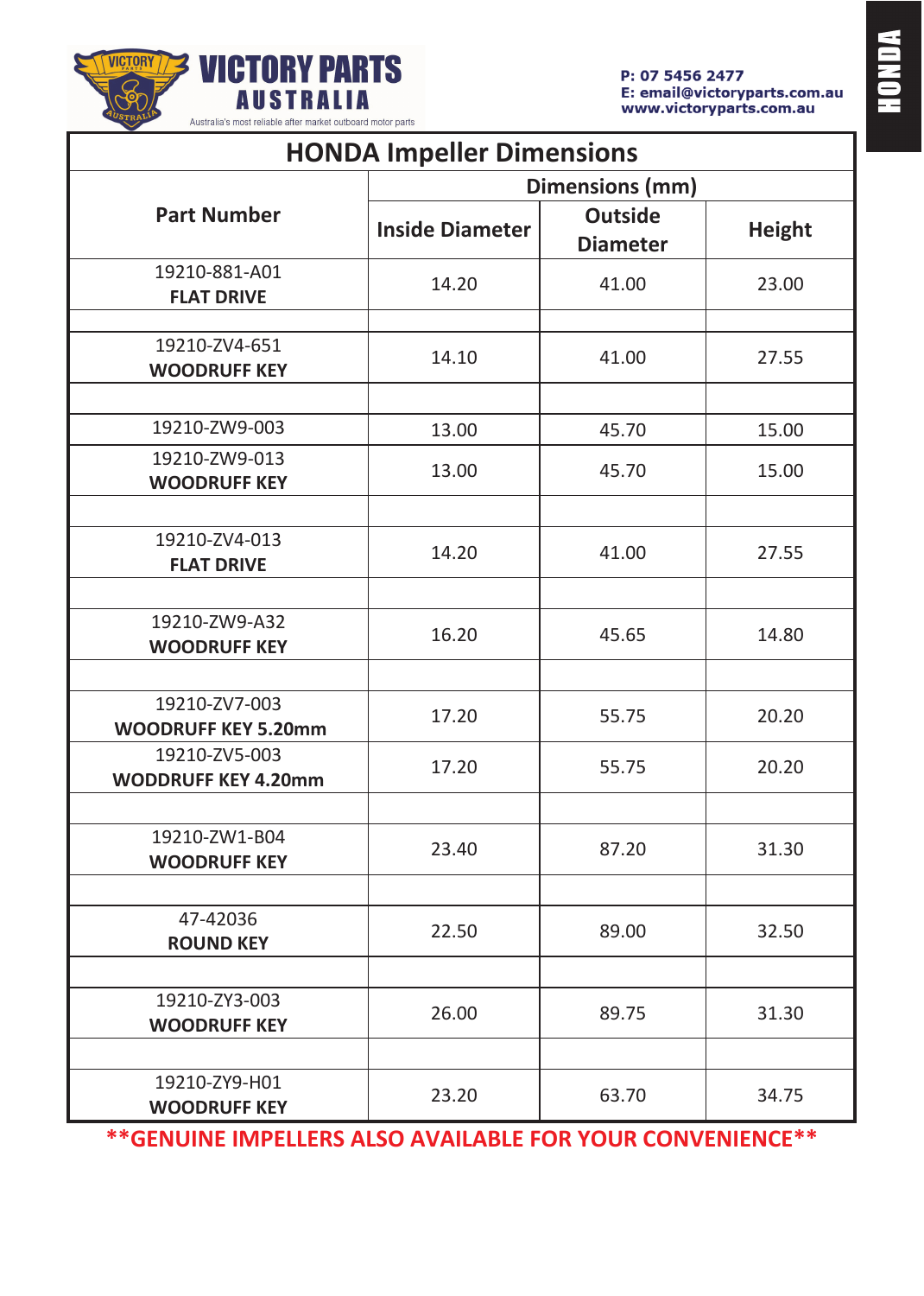VICTORY PARTS AUSTRALIA

Australia's most reliable after market outboard motor parts

P: 07 5456 2477
E: email@victoryparts.com.au
www.victoryparts.com.au

HONDA

# HONDA Impeller Dimensions

| Part Number | Dimensions (mm) | | |
|---|---|---|---|
| | Inside Diameter | Outside Diameter | Height |
| 19210-881-A01 **FLAT DRIVE** | 14.20 | 41.00 | 23.00 |
| | | | |
| 19210-ZV4-651 **WOODRUFF KEY** | 14.10 | 41.00 | 27.55 |
| | | | |
| 19210-ZW9-003 | 13.00 | 45.70 | 15.00 |
| 19210-ZW9-013 **WOODRUFF KEY** | 13.00 | 45.70 | 15.00 |
| | | | |
| 19210-ZV4-013 **FLAT DRIVE** | 14.20 | 41.00 | 27.55 |
| | | | |
| 19210-ZW9-A32 **WOODRUFF KEY** | 16.20 | 45.65 | 14.80 |
| | | | |
| 19210-ZV7-003 **WOODRUFF KEY 5.20mm** | 17.20 | 55.75 | 20.20 |
| 19210-ZV5-003 **WODDRUFF KEY 4.20mm** | 17.20 | 55.75 | 20.20 |
| | | | |
| 19210-ZW1-B04 **WOODRUFF KEY** | 23.40 | 87.20 | 31.30 |
| | | | |
| 47-42036 **ROUND KEY** | 22.50 | 89.00 | 32.50 |
| | | | |
| 19210-ZY3-003 **WOODRUFF KEY** | 26.00 | 89.75 | 31.30 |
| | | | |
| 19210-ZY9-H01 **WOODRUFF KEY** | 23.20 | 63.70 | 34.75 |

****GENUINE IMPELLERS ALSO AVAILABLE FOR YOUR CONVENIENCE****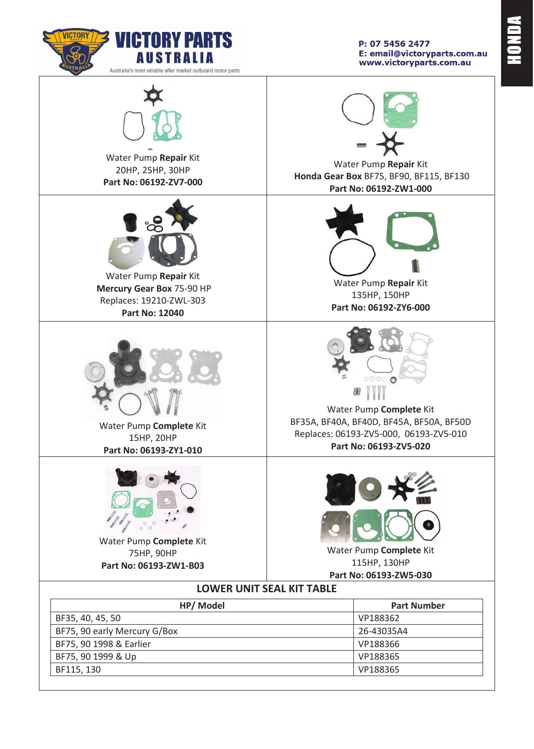**VICTORY PARTS AUSTRALIA**

Australia's most reliable after market outboard motor parts

P: 07 5456 2477
E: email@victoryparts.com.au
www.victoryparts.com.au

HONDA

Water Pump **Repair** Kit
20HP, 25HP, 30HP
**Part No: 06192-ZV7-000**

Water Pump **Repair** Kit
**Honda Gear Box** BF75, BF90, BF115, BF130
**Part No: 06192-ZW1-000**

Water Pump **Repair** Kit
**Mercury Gear Box** 75-90 HP
Replaces: 19210-ZWL-303
**Part No: 12040**

Water Pump **Repair** Kit
135HP, 150HP
**Part No: 06192-ZY6-000**

Water Pump **Complete** Kit
15HP, 20HP
**Part No: 06193-ZY1-010**

Water Pump **Complete** Kit
BF35A, BF40A, BF40D, BF45A, BF50A, BF50D
Replaces: 06193-ZV5-000, 06193-ZV5-010
**Part No: 06193-ZV5-020**

Water Pump **Complete** Kit
75HP, 90HP
**Part No: 06193-ZW1-B03**

Water Pump **Complete** Kit
115HP, 130HP
**Part No: 06193-ZW5-030**

## LOWER UNIT SEAL KIT TABLE

| HP/ Model | Part Number |
|---|---|
| BF35, 40, 45, 50 | VP188362 |
| BF75, 90 early Mercury G/Box | 26-43035A4 |
| BF75, 90 1998 & Earlier | VP188366 |
| BF75, 90 1999 & Up | VP188365 |
| BF115, 130 | VP188365 |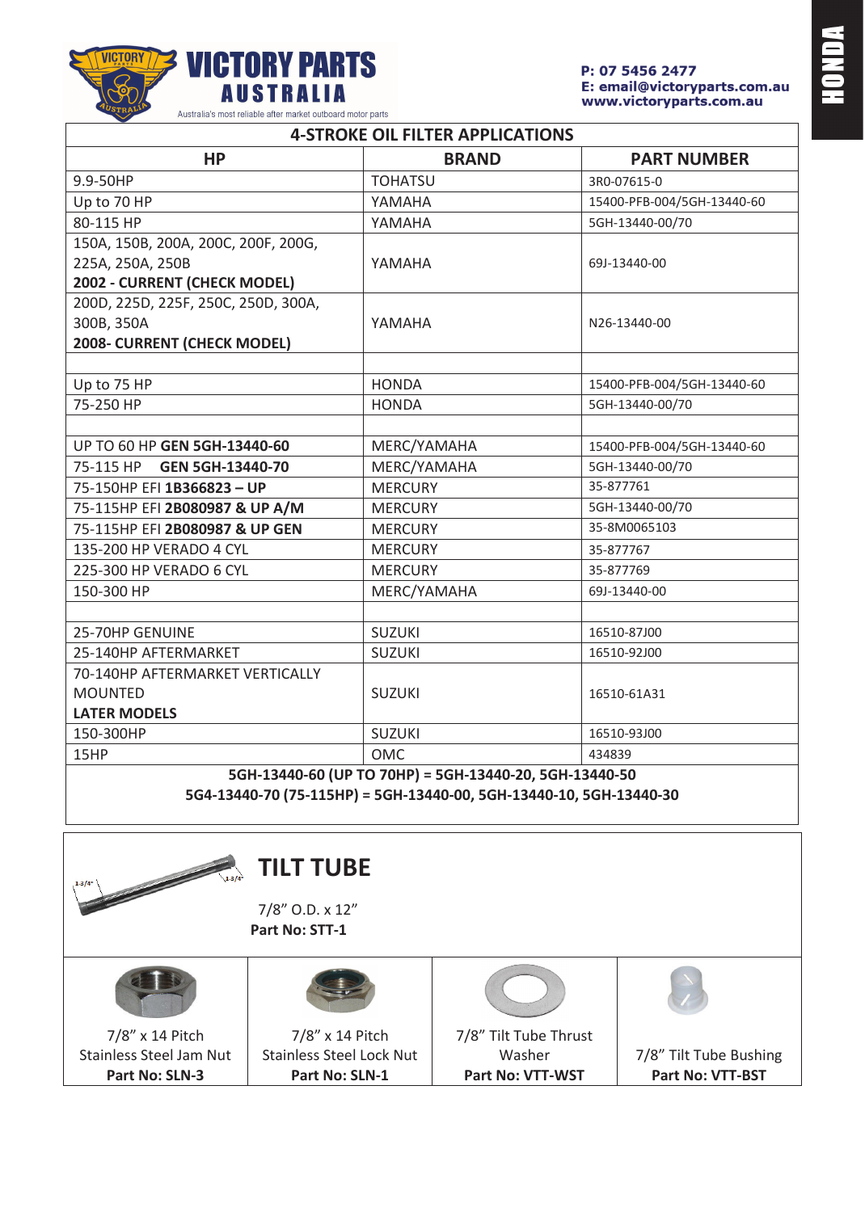**VICTORY PARTS AUSTRALIA**

Australia's most reliable after market outboard motor parts

P: 07 5456 2477
E: email@victoryparts.com.au
www.victoryparts.com.au

HONDA

| 4-STROKE OIL FILTER APPLICATIONS | | |
|---|---|---|
| **HP** | **BRAND** | **PART NUMBER** |
| 9.9-50HP | TOHATSU | 3R0-07615-0 |
| Up to 70 HP | YAMAHA | 15400-PFB-004/5GH-13440-60 |
| 80-115 HP | YAMAHA | 5GH-13440-00/70 |
| 150A, 150B, 200A, 200C, 200F, 200G, 225A, 250A, 250B **2002 - CURRENT (CHECK MODEL)** | YAMAHA | 69J-13440-00 |
| 200D, 225D, 225F, 250C, 250D, 300A, 300B, 350A **2008- CURRENT (CHECK MODEL)** | YAMAHA | N26-13440-00 |
| | | |
| Up to 75 HP | HONDA | 15400-PFB-004/5GH-13440-60 |
| 75-250 HP | HONDA | 5GH-13440-00/70 |
| | | |
| UP TO 60 HP **GEN 5GH-13440-60** | MERC/YAMAHA | 15400-PFB-004/5GH-13440-60 |
| 75-115 HP **GEN 5GH-13440-70** | MERC/YAMAHA | 5GH-13440-00/70 |
| 75-150HP EFI **1B366823 – UP** | MERCURY | 35-877761 |
| 75-115HP EFI **2B080987 & UP A/M** | MERCURY | 5GH-13440-00/70 |
| 75-115HP EFI **2B080987 & UP GEN** | MERCURY | 35-8M0065103 |
| 135-200 HP VERADO 4 CYL | MERCURY | 35-877767 |
| 225-300 HP VERADO 6 CYL | MERCURY | 35-877769 |
| 150-300 HP | MERC/YAMAHA | 69J-13440-00 |
| | | |
| 25-70HP GENUINE | SUZUKI | 16510-87J00 |
| 25-140HP AFTERMARKET | SUZUKI | 16510-92J00 |
| 70-140HP AFTERMARKET VERTICALLY MOUNTED **LATER MODELS** | SUZUKI | 16510-61A31 |
| 150-300HP | SUZUKI | 16510-93J00 |
| 15HP | OMC | 434839 |

**5GH-13440-60 (UP TO 70HP) = 5GH-13440-20, 5GH-13440-50**
**5G4-13440-70 (75-115HP) = 5GH-13440-00, 5GH-13440-10, 5GH-13440-30**

## TILT TUBE

7/8" O.D. x 12"
**Part No: STT-1**

| 7/8" x 14 Pitch Stainless Steel Jam Nut | 7/8" x 14 Pitch Stainless Steel Lock Nut | 7/8" Tilt Tube Thrust Washer | 7/8" Tilt Tube Bushing |
|---|---|---|---|
| **Part No: SLN-3** | **Part No: SLN-1** | **Part No: VTT-WST** | **Part No: VTT-BST** |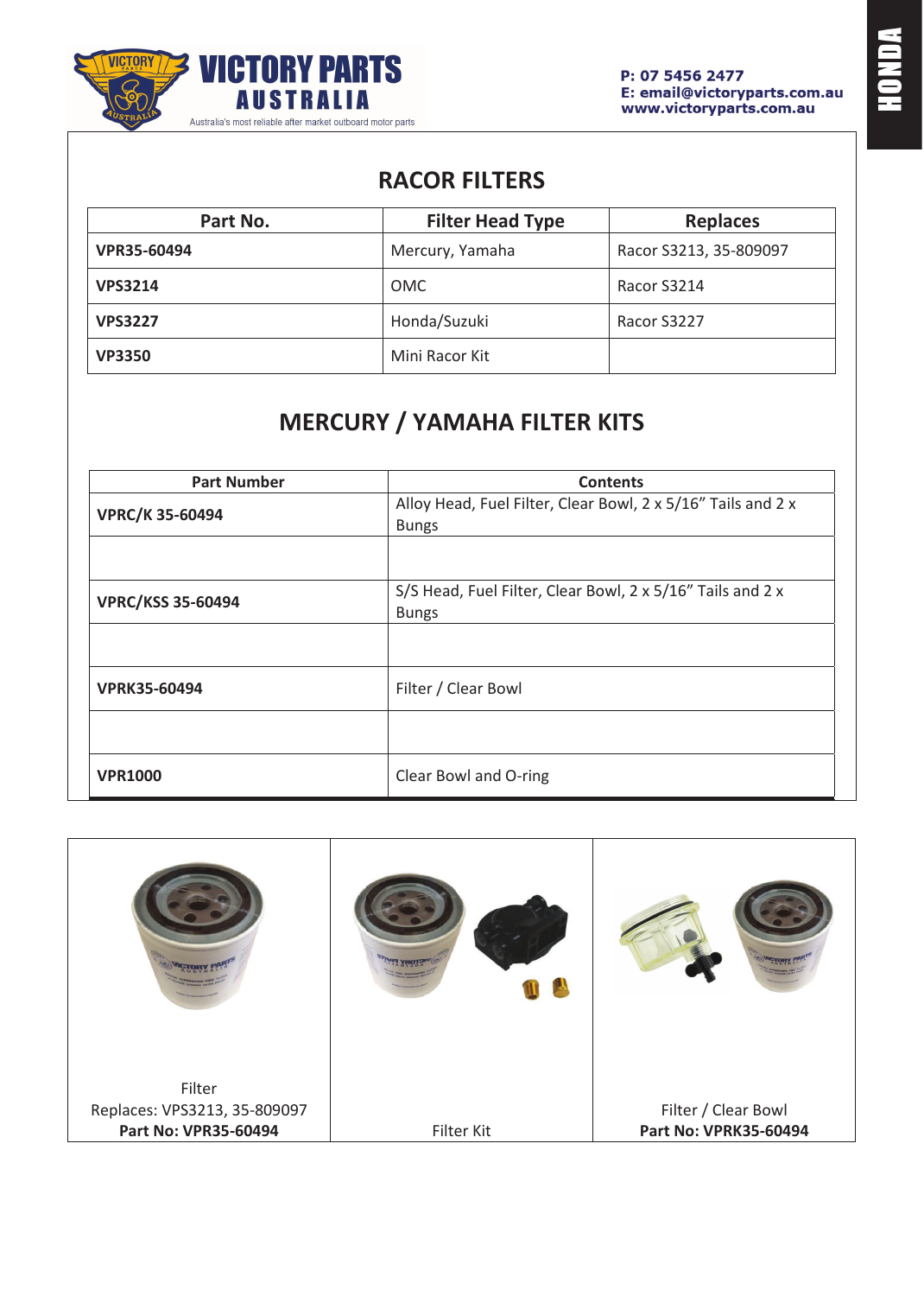VICTORY PARTS AUSTRALIA

Australia's most reliable after market outboard motor parts

P: 07 5456 2477
E: email@victoryparts.com.au
www.victoryparts.com.au

HONDA

## RACOR FILTERS

| Part No. | Filter Head Type | Replaces |
|---|---|---|
| **VPR35-60494** | Mercury, Yamaha | Racor S3213, 35-809097 |
| **VPS3214** | OMC | Racor S3214 |
| **VPS3227** | Honda/Suzuki | Racor S3227 |
| **VP3350** | Mini Racor Kit | |

## MERCURY / YAMAHA FILTER KITS

| Part Number | Contents |
|---|---|
| **VPRC/K 35-60494** | Alloy Head, Fuel Filter, Clear Bowl, 2 x 5/16" Tails and 2 x Bungs |
| | |
| **VPRC/KSS 35-60494** | S/S Head, Fuel Filter, Clear Bowl, 2 x 5/16" Tails and 2 x Bungs |
| | |
| **VPRK35-60494** | Filter / Clear Bowl |
| | |
| **VPR1000** | Clear Bowl and O-ring |

Filter
Replaces: VPS3213, 35-809097
**Part No: VPR35-60494**

Filter Kit

Filter / Clear Bowl
**Part No: VPRK35-60494**